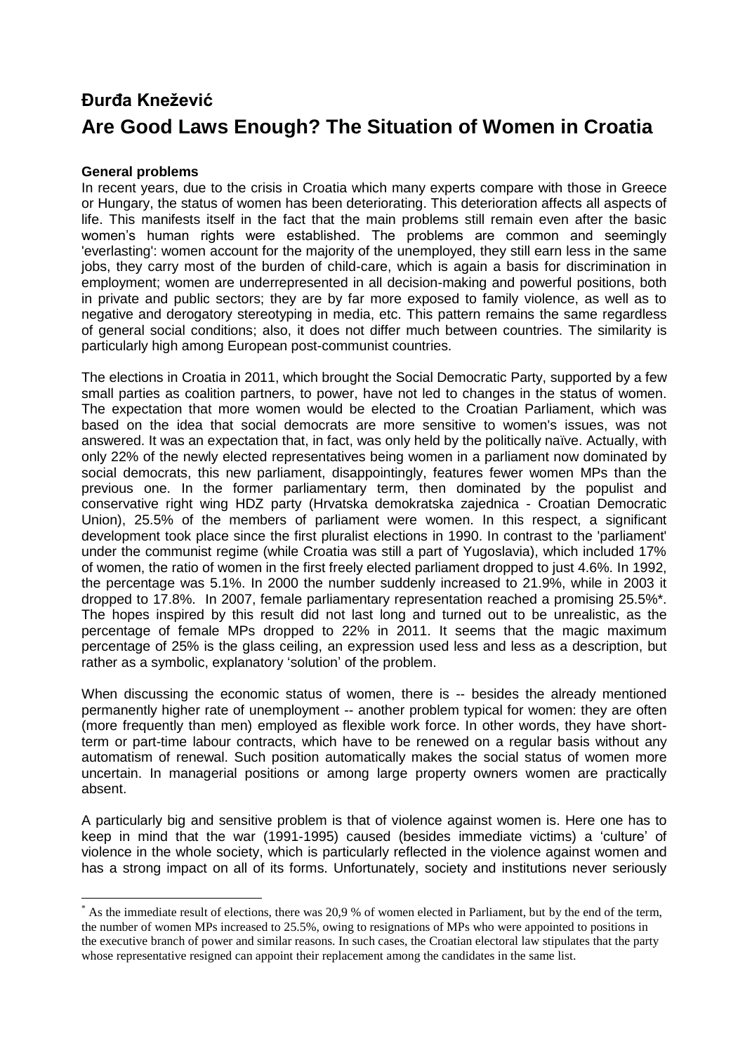**Đurđa Knežević**

# Are Good Laws Enough? The Situation of Women in Croatia

### General problems

In recent years, due to the crisis in Croatia which many experts compare with those in Greece or Hungary, the status of women has been deteriorating. This deterioration affects all aspects of life. This manifests itself in the fact that the main problems still remain even after the basic women's human rights were established. The problems are common and seemingly 'everlasting': women account for the majority of the unemployed, they still earn less in the same jobs, they carry most of the burden of child-care, which is again a basis for discrimination in employment; women are underrepresented in all decision-making and powerful positions, both in private and public sectors; they are by far more exposed to family violence, as well as to negative and derogatory stereotyping in media, etc. This pattern remains the same regardless of general social conditions; also, it does not differ much between countries. The similarity is particularly high among European post-communist countries.

The elections in Croatia in 2011, which brought the Social Democratic Party, supported by a few small parties as coalition partners, to power, have not led to changes in the status of women. The expectation that more women would be elected to the Croatian Parliament, which was based on the idea that social democrats are more sensitive to women's issues, was not answered. It was an expectation that, in fact, was only held by the politically naïve. Actually, with only 22% of the newly elected representatives being women in a parliament now dominated by social democrats, this new parliament, disappointingly, features fewer women MPs than the previous one. In the former parliamentary term, then dominated by the populist and conservative right wing HDZ party (Hrvatska demokratska zajednica - Croatian Democratic Union), 25.5% of the members of parliament were women. In this respect, a significant development took place since the first pluralist elections in 1990. In contrast to the 'parliament' under the communist regime (while Croatia was still a part of Yugoslavia), which included 17% of women, the ratio of women in the first freely elected parliament dropped to just 4.6%. In 1992, the percentage was 5.1%. In 2000 the number suddenly increased to 21.9%, while in 2003 it dropped to 17.8%. In 2007, female parliamentary representation reached a promising 25.5%*. The hopes inspired by this result did not last long and turned out to be unrealistic, as the percentage of female MPs dropped to 22% in 2011. It seems that the magic maximum percentage of 25% is the glass ceiling, an expression used less and less as a description, but rather as a symbolic, explanatory 'solution' of the problem.

When discussing the economic status of women, there is -- besides the already mentioned permanently higher rate of unemployment -- another problem typical for women: they are often (more frequently than men) employed as flexible work force. In other words, they have short-term or part-time labour contracts, which have to be renewed on a regular basis without any automatism of renewal. Such position automatically makes the social status of women more uncertain. In managerial positions or among large property owners women are practically absent.

A particularly big and sensitive problem is that of violence against women is. Here one has to keep in mind that the war (1991-1995) caused (besides immediate victims) a 'culture' of violence in the whole society, which is particularly reflected in the violence against women and has a strong impact on all of its forms. Unfortunately, society and institutions never seriously

---

* As the immediate result of elections, there was 20,9 % of women elected in Parliament, but by the end of the term, the number of women MPs increased to 25.5%, owing to resignations of MPs who were appointed to positions in the executive branch of power and similar reasons. In such cases, the Croatian electoral law stipulates that the party whose representative resigned can appoint their replacement among the candidates in the same list.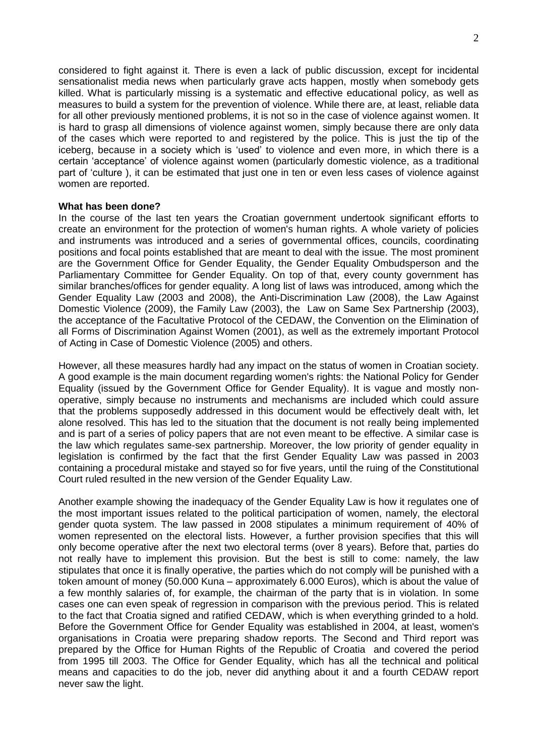considered to fight against it. There is even a lack of public discussion, except for incidental sensationalist media news when particularly grave acts happen, mostly when somebody gets killed. What is particularly missing is a systematic and effective educational policy, as well as measures to build a system for the prevention of violence. While there are, at least, reliable data for all other previously mentioned problems, it is not so in the case of violence against women. It is hard to grasp all dimensions of violence against women, simply because there are only data of the cases which were reported to and registered by the police. This is just the tip of the iceberg, because in a society which is 'used' to violence and even more, in which there is a certain 'acceptance' of violence against women (particularly domestic violence, as a traditional part of 'culture ), it can be estimated that just one in ten or even less cases of violence against women are reported.

**What has been done?**

In the course of the last ten years the Croatian government undertook significant efforts to create an environment for the protection of women's human rights. A whole variety of policies and instruments was introduced and a series of governmental offices, councils, coordinating positions and focal points established that are meant to deal with the issue. The most prominent are the Government Office for Gender Equality, the Gender Equality Ombudsperson and the Parliamentary Committee for Gender Equality. On top of that, every county government has similar branches/offices for gender equality. A long list of laws was introduced, among which the Gender Equality Law (2003 and 2008), the Anti-Discrimination Law (2008), the Law Against Domestic Violence (2009), the Family Law (2003), the Law on Same Sex Partnership (2003), the acceptance of the Facultative Protocol of the CEDAW, the Convention on the Elimination of all Forms of Discrimination Against Women (2001), as well as the extremely important Protocol of Acting in Case of Domestic Violence (2005) and others.

However, all these measures hardly had any impact on the status of women in Croatian society. A good example is the main document regarding women's rights: the National Policy for Gender Equality (issued by the Government Office for Gender Equality). It is vague and mostly non-operative, simply because no instruments and mechanisms are included which could assure that the problems supposedly addressed in this document would be effectively dealt with, let alone resolved. This has led to the situation that the document is not really being implemented and is part of a series of policy papers that are not even meant to be effective. A similar case is the law which regulates same-sex partnership. Moreover, the low priority of gender equality in legislation is confirmed by the fact that the first Gender Equality Law was passed in 2003 containing a procedural mistake and stayed so for five years, until the ruing of the Constitutional Court ruled resulted in the new version of the Gender Equality Law.

Another example showing the inadequacy of the Gender Equality Law is how it regulates one of the most important issues related to the political participation of women, namely, the electoral gender quota system. The law passed in 2008 stipulates a minimum requirement of 40% of women represented on the electoral lists. However, a further provision specifies that this will only become operative after the next two electoral terms (over 8 years). Before that, parties do not really have to implement this provision. But the best is still to come: namely, the law stipulates that once it is finally operative, the parties which do not comply will be punished with a token amount of money (50.000 Kuna – approximately 6.000 Euros), which is about the value of a few monthly salaries of, for example, the chairman of the party that is in violation. In some cases one can even speak of regression in comparison with the previous period. This is related to the fact that Croatia signed and ratified CEDAW, which is when everything grinded to a hold. Before the Government Office for Gender Equality was established in 2004, at least, women's organisations in Croatia were preparing shadow reports. The Second and Third report was prepared by the Office for Human Rights of the Republic of Croatia and covered the period from 1995 till 2003. The Office for Gender Equality, which has all the technical and political means and capacities to do the job, never did anything about it and a fourth CEDAW report never saw the light.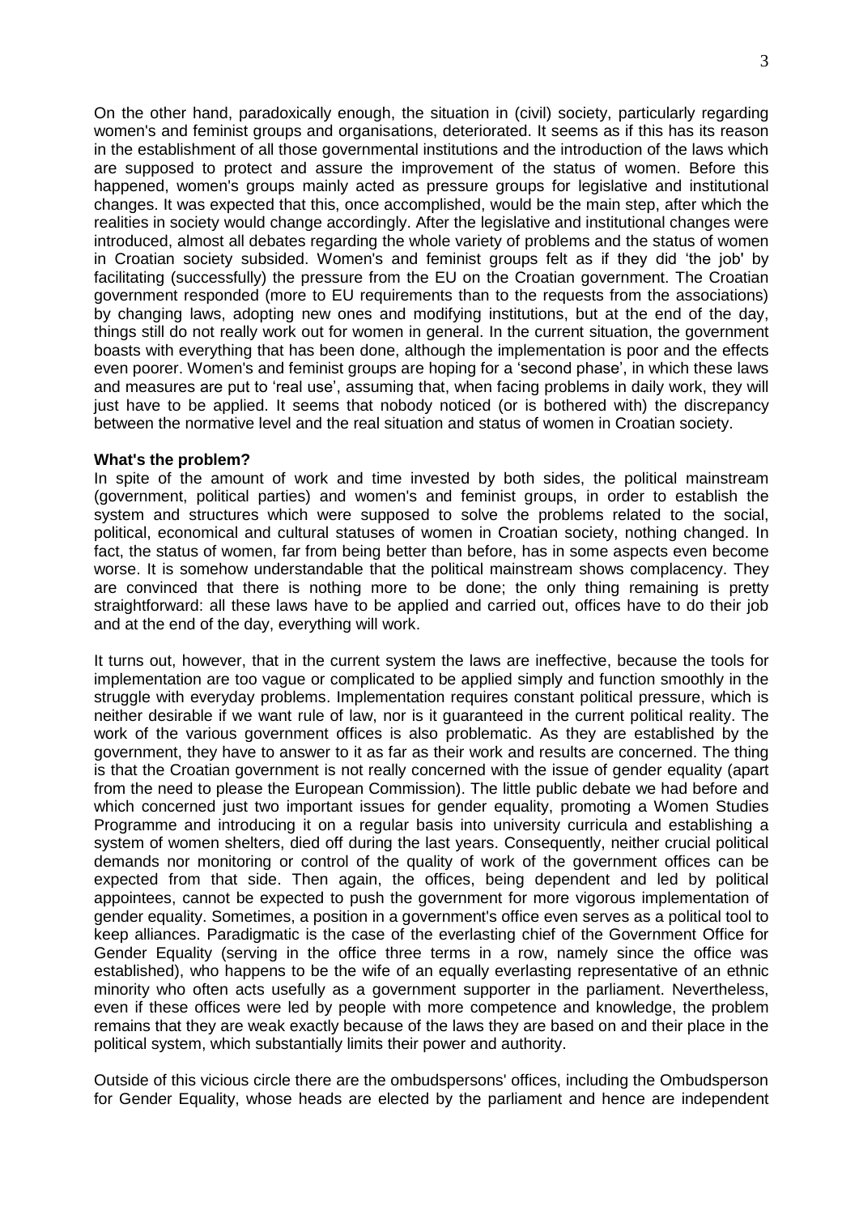On the other hand, paradoxically enough, the situation in (civil) society, particularly regarding women's and feminist groups and organisations, deteriorated. It seems as if this has its reason in the establishment of all those governmental institutions and the introduction of the laws which are supposed to protect and assure the improvement of the status of women. Before this happened, women's groups mainly acted as pressure groups for legislative and institutional changes. It was expected that this, once accomplished, would be the main step, after which the realities in society would change accordingly. After the legislative and institutional changes were introduced, almost all debates regarding the whole variety of problems and the status of women in Croatian society subsided. Women's and feminist groups felt as if they did 'the job' by facilitating (successfully) the pressure from the EU on the Croatian government. The Croatian government responded (more to EU requirements than to the requests from the associations) by changing laws, adopting new ones and modifying institutions, but at the end of the day, things still do not really work out for women in general. In the current situation, the government boasts with everything that has been done, although the implementation is poor and the effects even poorer. Women's and feminist groups are hoping for a 'second phase', in which these laws and measures are put to 'real use', assuming that, when facing problems in daily work, they will just have to be applied. It seems that nobody noticed (or is bothered with) the discrepancy between the normative level and the real situation and status of women in Croatian society.

**What's the problem?**

In spite of the amount of work and time invested by both sides, the political mainstream (government, political parties) and women's and feminist groups, in order to establish the system and structures which were supposed to solve the problems related to the social, political, economical and cultural statuses of women in Croatian society, nothing changed. In fact, the status of women, far from being better than before, has in some aspects even become worse. It is somehow understandable that the political mainstream shows complacency. They are convinced that there is nothing more to be done; the only thing remaining is pretty straightforward: all these laws have to be applied and carried out, offices have to do their job and at the end of the day, everything will work.

It turns out, however, that in the current system the laws are ineffective, because the tools for implementation are too vague or complicated to be applied simply and function smoothly in the struggle with everyday problems. Implementation requires constant political pressure, which is neither desirable if we want rule of law, nor is it guaranteed in the current political reality. The work of the various government offices is also problematic. As they are established by the government, they have to answer to it as far as their work and results are concerned. The thing is that the Croatian government is not really concerned with the issue of gender equality (apart from the need to please the European Commission). The little public debate we had before and which concerned just two important issues for gender equality, promoting a Women Studies Programme and introducing it on a regular basis into university curricula and establishing a system of women shelters, died off during the last years. Consequently, neither crucial political demands nor monitoring or control of the quality of work of the government offices can be expected from that side. Then again, the offices, being dependent and led by political appointees, cannot be expected to push the government for more vigorous implementation of gender equality. Sometimes, a position in a government's office even serves as a political tool to keep alliances. Paradigmatic is the case of the everlasting chief of the Government Office for Gender Equality (serving in the office three terms in a row, namely since the office was established), who happens to be the wife of an equally everlasting representative of an ethnic minority who often acts usefully as a government supporter in the parliament. Nevertheless, even if these offices were led by people with more competence and knowledge, the problem remains that they are weak exactly because of the laws they are based on and their place in the political system, which substantially limits their power and authority.

Outside of this vicious circle there are the ombudspersons' offices, including the Ombudsperson for Gender Equality, whose heads are elected by the parliament and hence are independent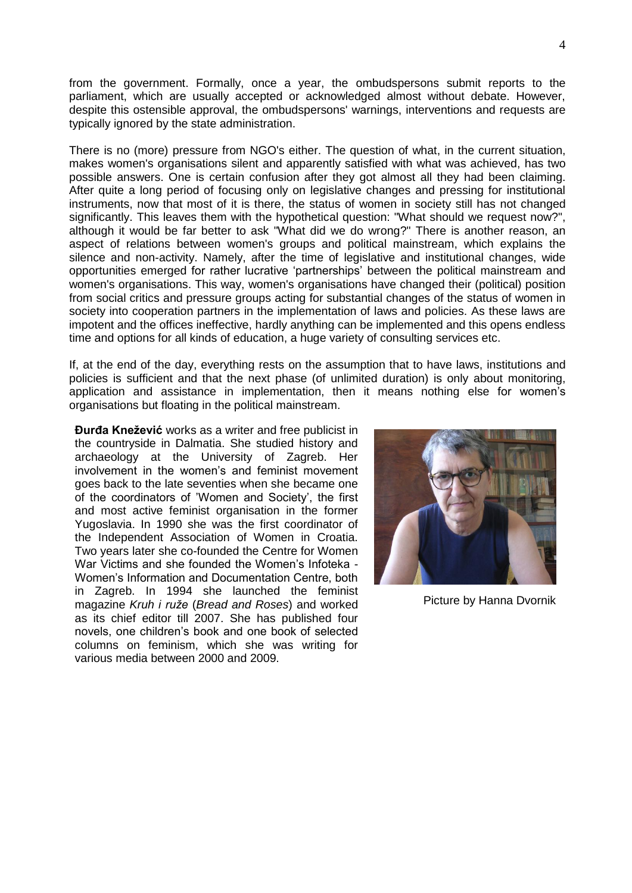from the government. Formally, once a year, the ombudspersons submit reports to the parliament, which are usually accepted or acknowledged almost without debate. However, despite this ostensible approval, the ombudspersons' warnings, interventions and requests are typically ignored by the state administration.

There is no (more) pressure from NGO's either. The question of what, in the current situation, makes women's organisations silent and apparently satisfied with what was achieved, has two possible answers. One is certain confusion after they got almost all they had been claiming. After quite a long period of focusing only on legislative changes and pressing for institutional instruments, now that most of it is there, the status of women in society still has not changed significantly. This leaves them with the hypothetical question: "What should we request now?", although it would be far better to ask "What did we do wrong?" There is another reason, an aspect of relations between women's groups and political mainstream, which explains the silence and non-activity. Namely, after the time of legislative and institutional changes, wide opportunities emerged for rather lucrative 'partnerships' between the political mainstream and women's organisations. This way, women's organisations have changed their (political) position from social critics and pressure groups acting for substantial changes of the status of women in society into cooperation partners in the implementation of laws and policies. As these laws are impotent and the offices ineffective, hardly anything can be implemented and this opens endless time and options for all kinds of education, a huge variety of consulting services etc.

If, at the end of the day, everything rests on the assumption that to have laws, institutions and policies is sufficient and that the next phase (of unlimited duration) is only about monitoring, application and assistance in implementation, then it means nothing else for women's organisations but floating in the political mainstream.

**Đurđa Knežević** works as a writer and free publicist in the countryside in Dalmatia. She studied history and archaeology at the University of Zagreb. Her involvement in the women's and feminist movement goes back to the late seventies when she became one of the coordinators of 'Women and Society', the first and most active feminist organisation in the former Yugoslavia. In 1990 she was the first coordinator of the Independent Association of Women in Croatia. Two years later she co-founded the Centre for Women War Victims and she founded the Women's Infoteka - Women's Information and Documentation Centre, both in Zagreb. In 1994 she launched the feminist magazine *Kruh i ruže* (*Bread and Roses*) and worked as its chief editor till 2007. She has published four novels, one children's book and one book of selected columns on feminism, which she was writing for various media between 2000 and 2009.

Picture by Hanna Dvornik